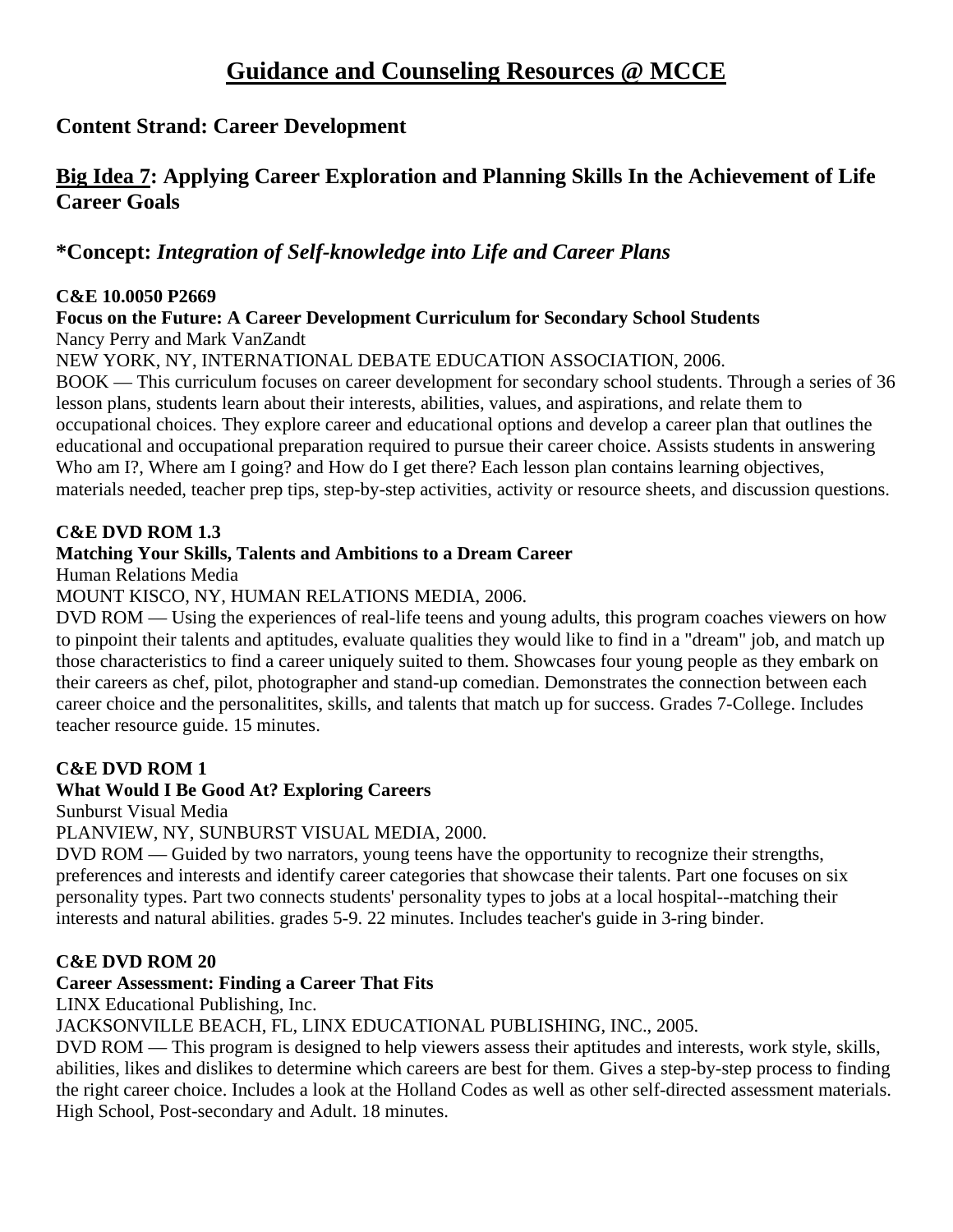# Guidance and Counseling Resources @ MCCE

## Content Strand: Career Development

## Big Idea 7: Applying Career Exploration and Planning Skills In the Achievement of Life Career Goals

## *Concept: *Integration of Self-knowledge into Life and Career Plans*

**C&E 10.0050 P2669**
**Focus on the Future: A Career Development Curriculum for Secondary School Students**
Nancy Perry and Mark VanZandt
NEW YORK, NY, INTERNATIONAL DEBATE EDUCATION ASSOCIATION, 2006.
BOOK — This curriculum focuses on career development for secondary school students. Through a series of 36 lesson plans, students learn about their interests, abilities, values, and aspirations, and relate them to occupational choices. They explore career and educational options and develop a career plan that outlines the educational and occupational preparation required to pursue their career choice. Assists students in answering Who am I?, Where am I going? and How do I get there? Each lesson plan contains learning objectives, materials needed, teacher prep tips, step-by-step activities, activity or resource sheets, and discussion questions.

**C&E DVD ROM 1.3**
**Matching Your Skills, Talents and Ambitions to a Dream Career**
Human Relations Media
MOUNT KISCO, NY, HUMAN RELATIONS MEDIA, 2006.
DVD ROM — Using the experiences of real-life teens and young adults, this program coaches viewers on how to pinpoint their talents and aptitudes, evaluate qualities they would like to find in a "dream" job, and match up those characteristics to find a career uniquely suited to them. Showcases four young people as they embark on their careers as chef, pilot, photographer and stand-up comedian. Demonstrates the connection between each career choice and the personalitites, skills, and talents that match up for success. Grades 7-College. Includes teacher resource guide. 15 minutes.

**C&E DVD ROM 1**
**What Would I Be Good At? Exploring Careers**
Sunburst Visual Media
PLANVIEW, NY, SUNBURST VISUAL MEDIA, 2000.
DVD ROM — Guided by two narrators, young teens have the opportunity to recognize their strengths, preferences and interests and identify career categories that showcase their talents. Part one focuses on six personality types. Part two connects students' personality types to jobs at a local hospital--matching their interests and natural abilities. grades 5-9. 22 minutes. Includes teacher's guide in 3-ring binder.

**C&E DVD ROM 20**
**Career Assessment: Finding a Career That Fits**
LINX Educational Publishing, Inc.
JACKSONVILLE BEACH, FL, LINX EDUCATIONAL PUBLISHING, INC., 2005.
DVD ROM — This program is designed to help viewers assess their aptitudes and interests, work style, skills, abilities, likes and dislikes to determine which careers are best for them. Gives a step-by-step process to finding the right career choice. Includes a look at the Holland Codes as well as other self-directed assessment materials. High School, Post-secondary and Adult. 18 minutes.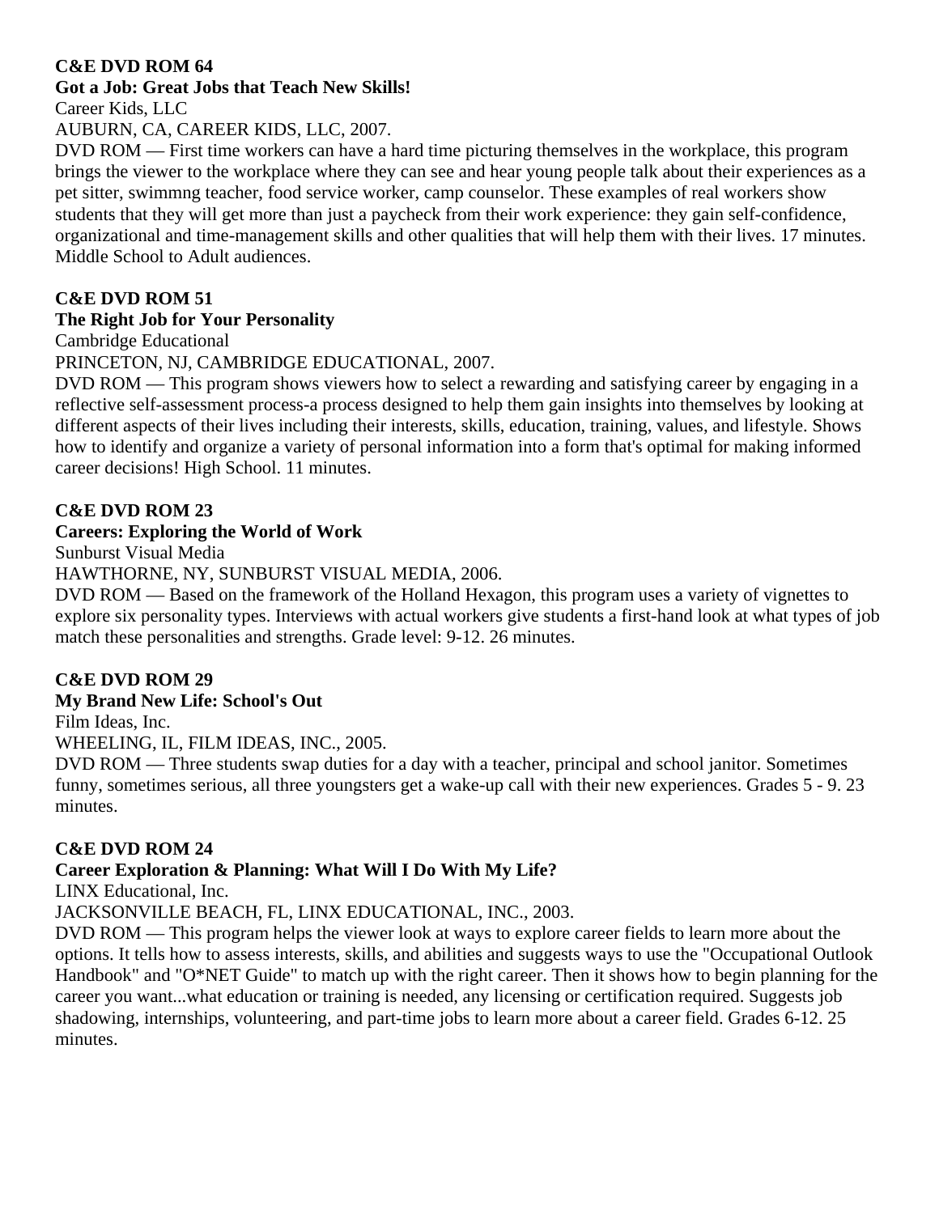**C&E DVD ROM 64**
**Got a Job: Great Jobs that Teach New Skills!**
Career Kids, LLC
AUBURN, CA, CAREER KIDS, LLC, 2007.
DVD ROM — First time workers can have a hard time picturing themselves in the workplace, this program brings the viewer to the workplace where they can see and hear young people talk about their experiences as a pet sitter, swimmng teacher, food service worker, camp counselor. These examples of real workers show students that they will get more than just a paycheck from their work experience: they gain self-confidence, organizational and time-management skills and other qualities that will help them with their lives. 17 minutes. Middle School to Adult audiences.

**C&E DVD ROM 51**
**The Right Job for Your Personality**
Cambridge Educational
PRINCETON, NJ, CAMBRIDGE EDUCATIONAL, 2007.
DVD ROM — This program shows viewers how to select a rewarding and satisfying career by engaging in a reflective self-assessment process-a process designed to help them gain insights into themselves by looking at different aspects of their lives including their interests, skills, education, training, values, and lifestyle. Shows how to identify and organize a variety of personal information into a form that's optimal for making informed career decisions! High School. 11 minutes.

**C&E DVD ROM 23**
**Careers: Exploring the World of Work**
Sunburst Visual Media
HAWTHORNE, NY, SUNBURST VISUAL MEDIA, 2006.
DVD ROM — Based on the framework of the Holland Hexagon, this program uses a variety of vignettes to explore six personality types. Interviews with actual workers give students a first-hand look at what types of job match these personalities and strengths. Grade level: 9-12. 26 minutes.

**C&E DVD ROM 29**
**My Brand New Life: School's Out**
Film Ideas, Inc.
WHEELING, IL, FILM IDEAS, INC., 2005.
DVD ROM — Three students swap duties for a day with a teacher, principal and school janitor. Sometimes funny, sometimes serious, all three youngsters get a wake-up call with their new experiences. Grades 5 - 9. 23 minutes.

**C&E DVD ROM 24**
**Career Exploration & Planning: What Will I Do With My Life?**
LINX Educational, Inc.
JACKSONVILLE BEACH, FL, LINX EDUCATIONAL, INC., 2003.
DVD ROM — This program helps the viewer look at ways to explore career fields to learn more about the options. It tells how to assess interests, skills, and abilities and suggests ways to use the "Occupational Outlook Handbook" and "O*NET Guide" to match up with the right career. Then it shows how to begin planning for the career you want...what education or training is needed, any licensing or certification required. Suggests job shadowing, internships, volunteering, and part-time jobs to learn more about a career field. Grades 6-12. 25 minutes.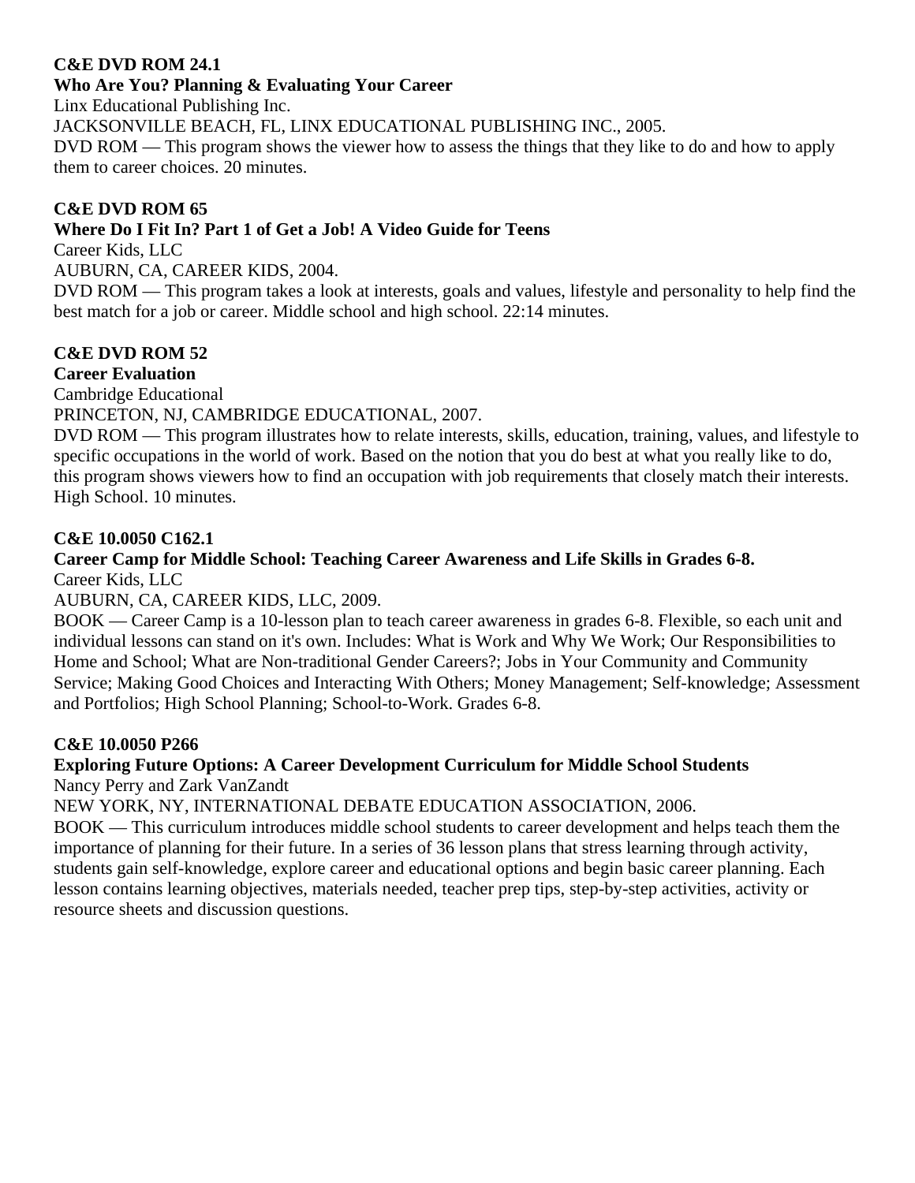**C&E DVD ROM 24.1**
**Who Are You? Planning & Evaluating Your Career**
Linx Educational Publishing Inc.
JACKSONVILLE BEACH, FL, LINX EDUCATIONAL PUBLISHING INC., 2005.
DVD ROM — This program shows the viewer how to assess the things that they like to do and how to apply them to career choices. 20 minutes.

**C&E DVD ROM 65**
**Where Do I Fit In? Part 1 of Get a Job! A Video Guide for Teens**
Career Kids, LLC
AUBURN, CA, CAREER KIDS, 2004.
DVD ROM — This program takes a look at interests, goals and values, lifestyle and personality to help find the best match for a job or career. Middle school and high school. 22:14 minutes.

**C&E DVD ROM 52**
**Career Evaluation**
Cambridge Educational
PRINCETON, NJ, CAMBRIDGE EDUCATIONAL, 2007.
DVD ROM — This program illustrates how to relate interests, skills, education, training, values, and lifestyle to specific occupations in the world of work. Based on the notion that you do best at what you really like to do, this program shows viewers how to find an occupation with job requirements that closely match their interests. High School. 10 minutes.

**C&E 10.0050 C162.1**
**Career Camp for Middle School: Teaching Career Awareness and Life Skills in Grades 6-8.**
Career Kids, LLC
AUBURN, CA, CAREER KIDS, LLC, 2009.
BOOK — Career Camp is a 10-lesson plan to teach career awareness in grades 6-8. Flexible, so each unit and individual lessons can stand on it's own. Includes: What is Work and Why We Work; Our Responsibilities to Home and School; What are Non-traditional Gender Careers?; Jobs in Your Community and Community Service; Making Good Choices and Interacting With Others; Money Management; Self-knowledge; Assessment and Portfolios; High School Planning; School-to-Work. Grades 6-8.

**C&E 10.0050 P266**
**Exploring Future Options: A Career Development Curriculum for Middle School Students**
Nancy Perry and Zark VanZandt
NEW YORK, NY, INTERNATIONAL DEBATE EDUCATION ASSOCIATION, 2006.
BOOK — This curriculum introduces middle school students to career development and helps teach them the importance of planning for their future. In a series of 36 lesson plans that stress learning through activity, students gain self-knowledge, explore career and educational options and begin basic career planning. Each lesson contains learning objectives, materials needed, teacher prep tips, step-by-step activities, activity or resource sheets and discussion questions.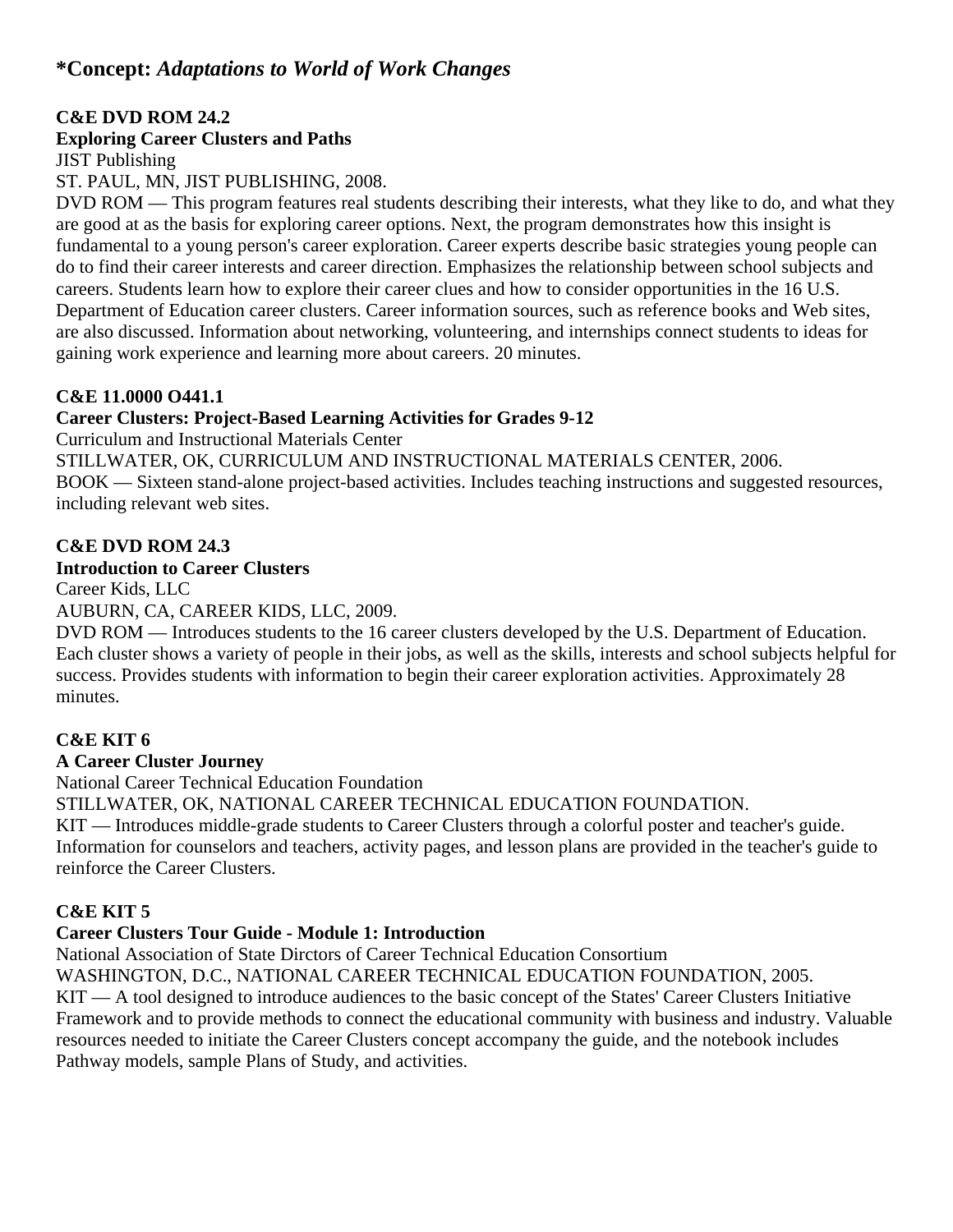## *Concept: *Adaptations to World of Work Changes*

**C&E DVD ROM 24.2**
**Exploring Career Clusters and Paths**
JIST Publishing
ST. PAUL, MN, JIST PUBLISHING, 2008.
DVD ROM — This program features real students describing their interests, what they like to do, and what they are good at as the basis for exploring career options. Next, the program demonstrates how this insight is fundamental to a young person's career exploration. Career experts describe basic strategies young people can do to find their career interests and career direction. Emphasizes the relationship between school subjects and careers. Students learn how to explore their career clues and how to consider opportunities in the 16 U.S. Department of Education career clusters. Career information sources, such as reference books and Web sites, are also discussed. Information about networking, volunteering, and internships connect students to ideas for gaining work experience and learning more about careers. 20 minutes.

**C&E 11.0000 O441.1**
**Career Clusters: Project-Based Learning Activities for Grades 9-12**
Curriculum and Instructional Materials Center
STILLWATER, OK, CURRICULUM AND INSTRUCTIONAL MATERIALS CENTER, 2006.
BOOK — Sixteen stand-alone project-based activities. Includes teaching instructions and suggested resources, including relevant web sites.

**C&E DVD ROM 24.3**
**Introduction to Career Clusters**
Career Kids, LLC
AUBURN, CA, CAREER KIDS, LLC, 2009.
DVD ROM — Introduces students to the 16 career clusters developed by the U.S. Department of Education. Each cluster shows a variety of people in their jobs, as well as the skills, interests and school subjects helpful for success. Provides students with information to begin their career exploration activities. Approximately 28 minutes.

**C&E KIT 6**
**A Career Cluster Journey**
National Career Technical Education Foundation
STILLWATER, OK, NATIONAL CAREER TECHNICAL EDUCATION FOUNDATION.
KIT — Introduces middle-grade students to Career Clusters through a colorful poster and teacher's guide. Information for counselors and teachers, activity pages, and lesson plans are provided in the teacher's guide to reinforce the Career Clusters.

**C&E KIT 5**
**Career Clusters Tour Guide - Module 1: Introduction**
National Association of State Dirctors of Career Technical Education Consortium
WASHINGTON, D.C., NATIONAL CAREER TECHNICAL EDUCATION FOUNDATION, 2005.
KIT — A tool designed to introduce audiences to the basic concept of the States' Career Clusters Initiative Framework and to provide methods to connect the educational community with business and industry. Valuable resources needed to initiate the Career Clusters concept accompany the guide, and the notebook includes Pathway models, sample Plans of Study, and activities.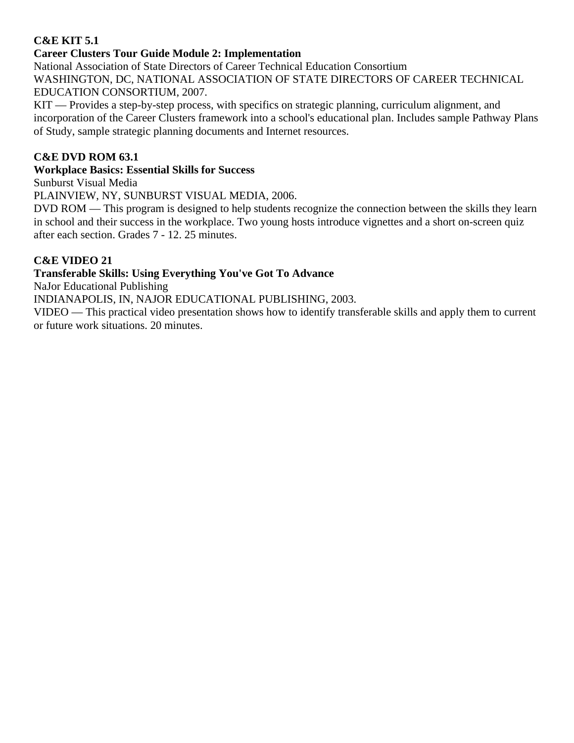**C&E KIT 5.1**

**Career Clusters Tour Guide Module 2: Implementation**

National Association of State Directors of Career Technical Education Consortium

WASHINGTON, DC, NATIONAL ASSOCIATION OF STATE DIRECTORS OF CAREER TECHNICAL EDUCATION CONSORTIUM, 2007.

KIT — Provides a step-by-step process, with specifics on strategic planning, curriculum alignment, and incorporation of the Career Clusters framework into a school's educational plan. Includes sample Pathway Plans of Study, sample strategic planning documents and Internet resources.

**C&E DVD ROM 63.1**

**Workplace Basics: Essential Skills for Success**

Sunburst Visual Media

PLAINVIEW, NY, SUNBURST VISUAL MEDIA, 2006.

DVD ROM — This program is designed to help students recognize the connection between the skills they learn in school and their success in the workplace. Two young hosts introduce vignettes and a short on-screen quiz after each section. Grades 7 - 12. 25 minutes.

**C&E VIDEO 21**

**Transferable Skills: Using Everything You've Got To Advance**

NaJor Educational Publishing

INDIANAPOLIS, IN, NAJOR EDUCATIONAL PUBLISHING, 2003.

VIDEO — This practical video presentation shows how to identify transferable skills and apply them to current or future work situations. 20 minutes.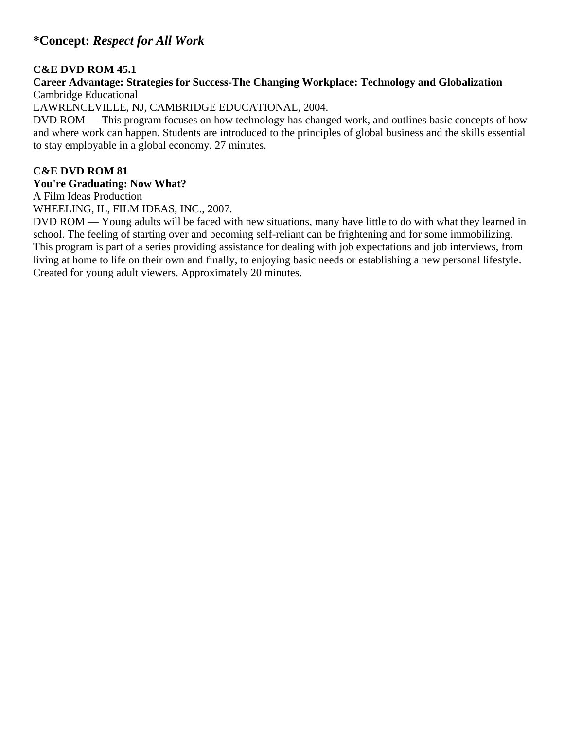## *Concept: *Respect for All Work*

**C&E DVD ROM 45.1**
**Career Advantage: Strategies for Success-The Changing Workplace: Technology and Globalization**
Cambridge Educational
LAWRENCEVILLE, NJ, CAMBRIDGE EDUCATIONAL, 2004.
DVD ROM — This program focuses on how technology has changed work, and outlines basic concepts of how and where work can happen. Students are introduced to the principles of global business and the skills essential to stay employable in a global economy. 27 minutes.

**C&E DVD ROM 81**
**You're Graduating: Now What?**
A Film Ideas Production
WHEELING, IL, FILM IDEAS, INC., 2007.
DVD ROM — Young adults will be faced with new situations, many have little to do with what they learned in school. The feeling of starting over and becoming self-reliant can be frightening and for some immobilizing. This program is part of a series providing assistance for dealing with job expectations and job interviews, from living at home to life on their own and finally, to enjoying basic needs or establishing a new personal lifestyle. Created for young adult viewers. Approximately 20 minutes.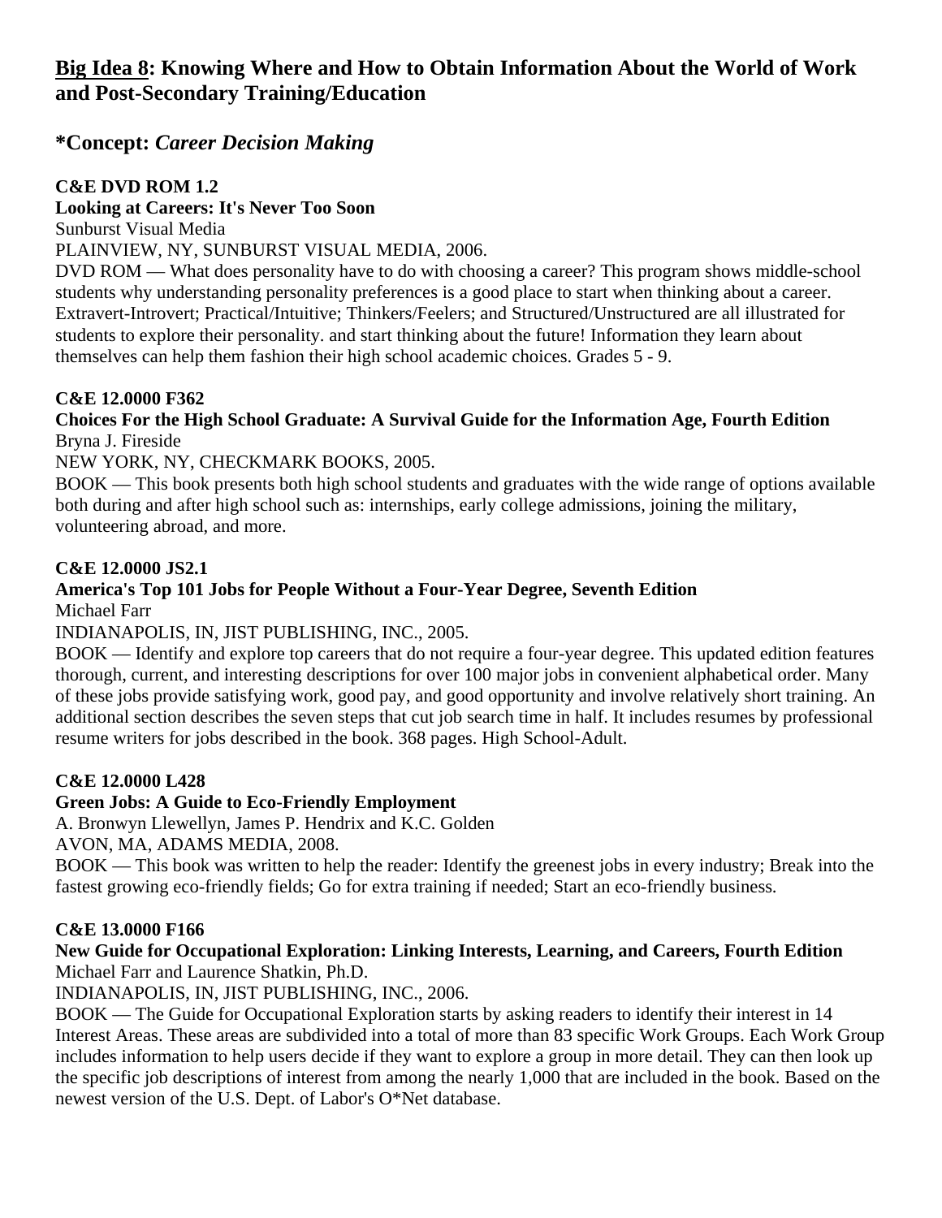## <u>Big Idea 8</u>: Knowing Where and How to Obtain Information About the World of Work and Post-Secondary Training/Education

### *Concept: *Career Decision Making*

**C&E DVD ROM 1.2**
**Looking at Careers: It's Never Too Soon**
Sunburst Visual Media
PLAINVIEW, NY, SUNBURST VISUAL MEDIA, 2006.
DVD ROM — What does personality have to do with choosing a career? This program shows middle-school students why understanding personality preferences is a good place to start when thinking about a career. Extravert-Introvert; Practical/Intuitive; Thinkers/Feelers; and Structured/Unstructured are all illustrated for students to explore their personality. and start thinking about the future! Information they learn about themselves can help them fashion their high school academic choices. Grades 5 - 9.

**C&E 12.0000 F362**
**Choices For the High School Graduate: A Survival Guide for the Information Age, Fourth Edition**
Bryna J. Fireside
NEW YORK, NY, CHECKMARK BOOKS, 2005.
BOOK — This book presents both high school students and graduates with the wide range of options available both during and after high school such as: internships, early college admissions, joining the military, volunteering abroad, and more.

**C&E 12.0000 JS2.1**
**America's Top 101 Jobs for People Without a Four-Year Degree, Seventh Edition**
Michael Farr
INDIANAPOLIS, IN, JIST PUBLISHING, INC., 2005.
BOOK — Identify and explore top careers that do not require a four-year degree. This updated edition features thorough, current, and interesting descriptions for over 100 major jobs in convenient alphabetical order. Many of these jobs provide satisfying work, good pay, and good opportunity and involve relatively short training. An additional section describes the seven steps that cut job search time in half. It includes resumes by professional resume writers for jobs described in the book. 368 pages. High School-Adult.

**C&E 12.0000 L428**
**Green Jobs: A Guide to Eco-Friendly Employment**
A. Bronwyn Llewellyn, James P. Hendrix and K.C. Golden
AVON, MA, ADAMS MEDIA, 2008.
BOOK — This book was written to help the reader: Identify the greenest jobs in every industry; Break into the fastest growing eco-friendly fields; Go for extra training if needed; Start an eco-friendly business.

**C&E 13.0000 F166**
**New Guide for Occupational Exploration: Linking Interests, Learning, and Careers, Fourth Edition**
Michael Farr and Laurence Shatkin, Ph.D.
INDIANAPOLIS, IN, JIST PUBLISHING, INC., 2006.
BOOK — The Guide for Occupational Exploration starts by asking readers to identify their interest in 14 Interest Areas. These areas are subdivided into a total of more than 83 specific Work Groups. Each Work Group includes information to help users decide if they want to explore a group in more detail. They can then look up the specific job descriptions of interest from among the nearly 1,000 that are included in the book. Based on the newest version of the U.S. Dept. of Labor's O*Net database.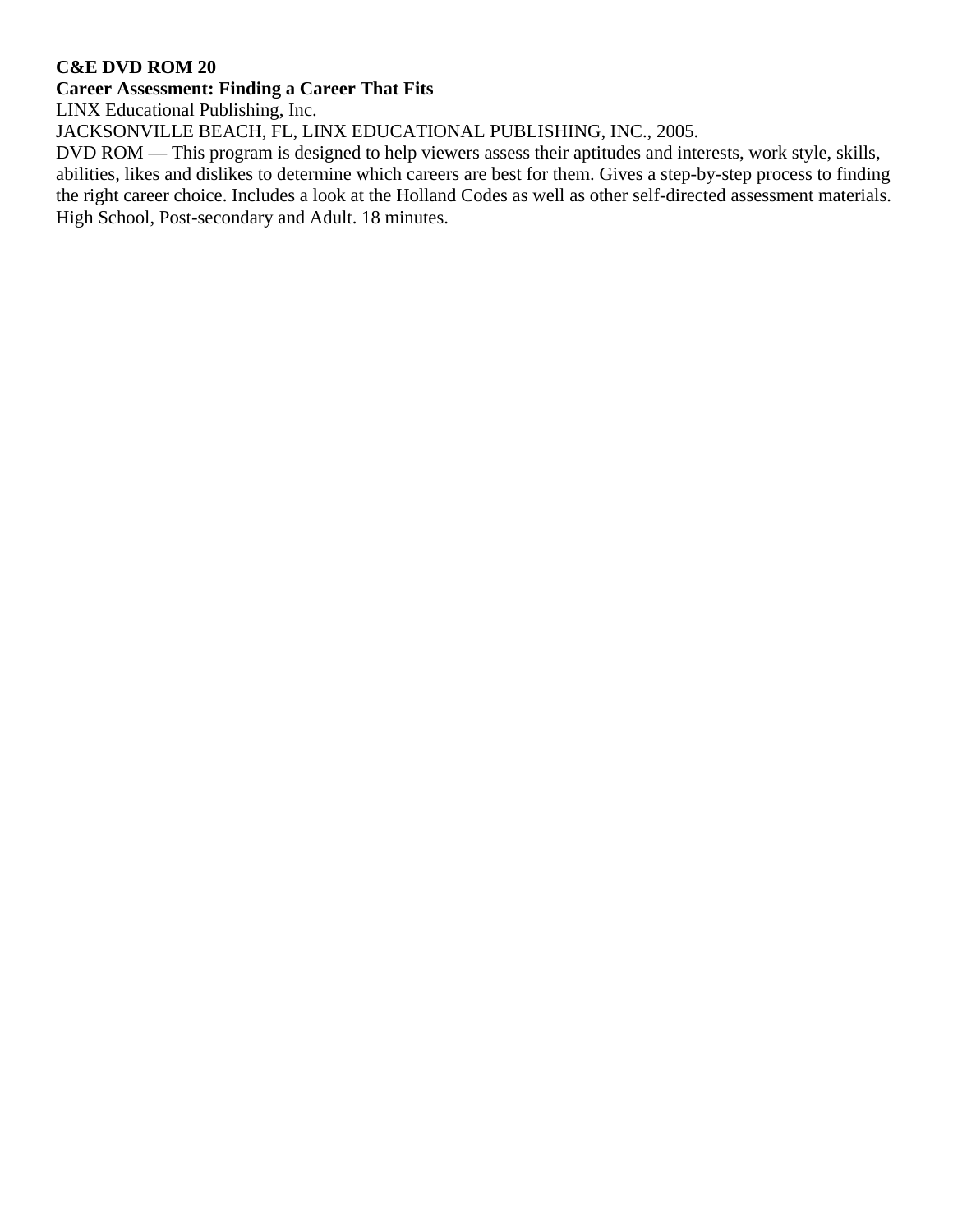**C&E DVD ROM 20**
**Career Assessment: Finding a Career That Fits**
LINX Educational Publishing, Inc.
JACKSONVILLE BEACH, FL, LINX EDUCATIONAL PUBLISHING, INC., 2005.
DVD ROM — This program is designed to help viewers assess their aptitudes and interests, work style, skills, abilities, likes and dislikes to determine which careers are best for them. Gives a step-by-step process to finding the right career choice. Includes a look at the Holland Codes as well as other self-directed assessment materials. High School, Post-secondary and Adult. 18 minutes.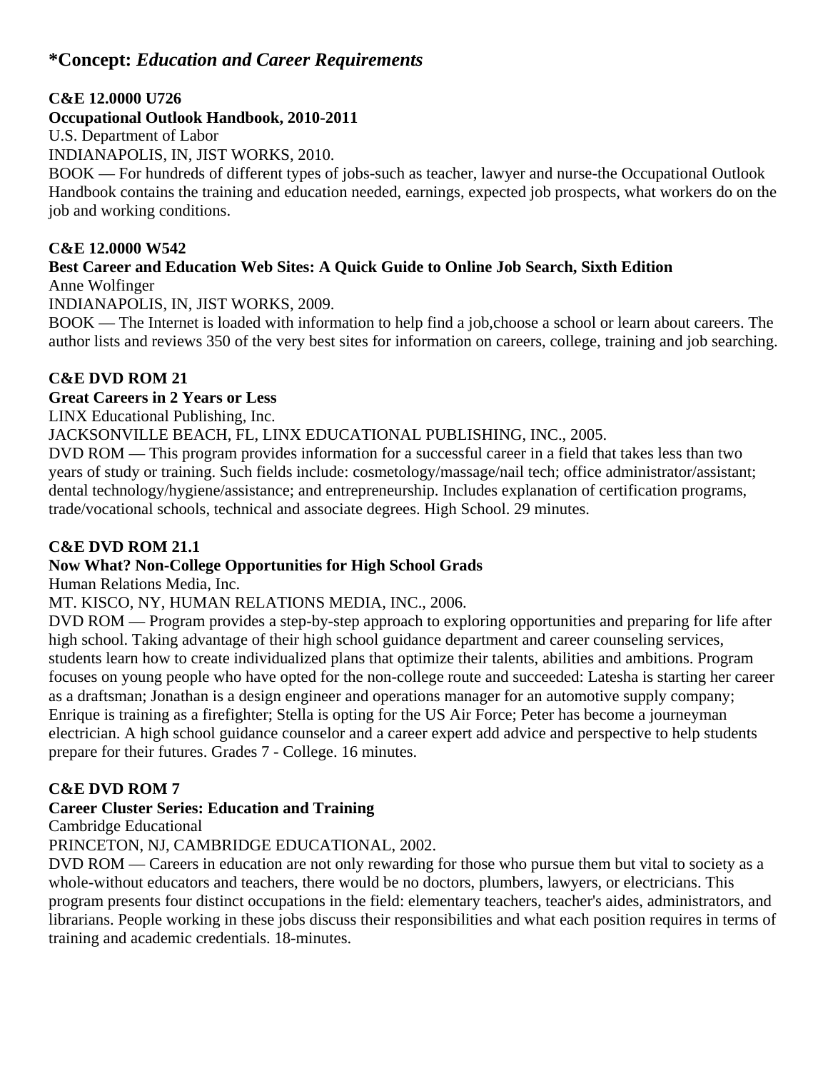## *Concept: *Education and Career Requirements*

**C&E 12.0000 U726**
**Occupational Outlook Handbook, 2010-2011**
U.S. Department of Labor
INDIANAPOLIS, IN, JIST WORKS, 2010.
BOOK — For hundreds of different types of jobs-such as teacher, lawyer and nurse-the Occupational Outlook Handbook contains the training and education needed, earnings, expected job prospects, what workers do on the job and working conditions.

**C&E 12.0000 W542**
**Best Career and Education Web Sites: A Quick Guide to Online Job Search, Sixth Edition**
Anne Wolfinger
INDIANAPOLIS, IN, JIST WORKS, 2009.
BOOK — The Internet is loaded with information to help find a job,choose a school or learn about careers. The author lists and reviews 350 of the very best sites for information on careers, college, training and job searching.

**C&E DVD ROM 21**
**Great Careers in 2 Years or Less**
LINX Educational Publishing, Inc.
JACKSONVILLE BEACH, FL, LINX EDUCATIONAL PUBLISHING, INC., 2005.
DVD ROM — This program provides information for a successful career in a field that takes less than two years of study or training. Such fields include: cosmetology/massage/nail tech; office administrator/assistant; dental technology/hygiene/assistance; and entrepreneurship. Includes explanation of certification programs, trade/vocational schools, technical and associate degrees. High School. 29 minutes.

**C&E DVD ROM 21.1**
**Now What? Non-College Opportunities for High School Grads**
Human Relations Media, Inc.
MT. KISCO, NY, HUMAN RELATIONS MEDIA, INC., 2006.
DVD ROM — Program provides a step-by-step approach to exploring opportunities and preparing for life after high school. Taking advantage of their high school guidance department and career counseling services, students learn how to create individualized plans that optimize their talents, abilities and ambitions. Program focuses on young people who have opted for the non-college route and succeeded: Latesha is starting her career as a draftsman; Jonathan is a design engineer and operations manager for an automotive supply company; Enrique is training as a firefighter; Stella is opting for the US Air Force; Peter has become a journeyman electrician. A high school guidance counselor and a career expert add advice and perspective to help students prepare for their futures. Grades 7 - College. 16 minutes.

**C&E DVD ROM 7**
**Career Cluster Series: Education and Training**
Cambridge Educational
PRINCETON, NJ, CAMBRIDGE EDUCATIONAL, 2002.
DVD ROM — Careers in education are not only rewarding for those who pursue them but vital to society as a whole-without educators and teachers, there would be no doctors, plumbers, lawyers, or electricians. This program presents four distinct occupations in the field: elementary teachers, teacher's aides, administrators, and librarians. People working in these jobs discuss their responsibilities and what each position requires in terms of training and academic credentials. 18-minutes.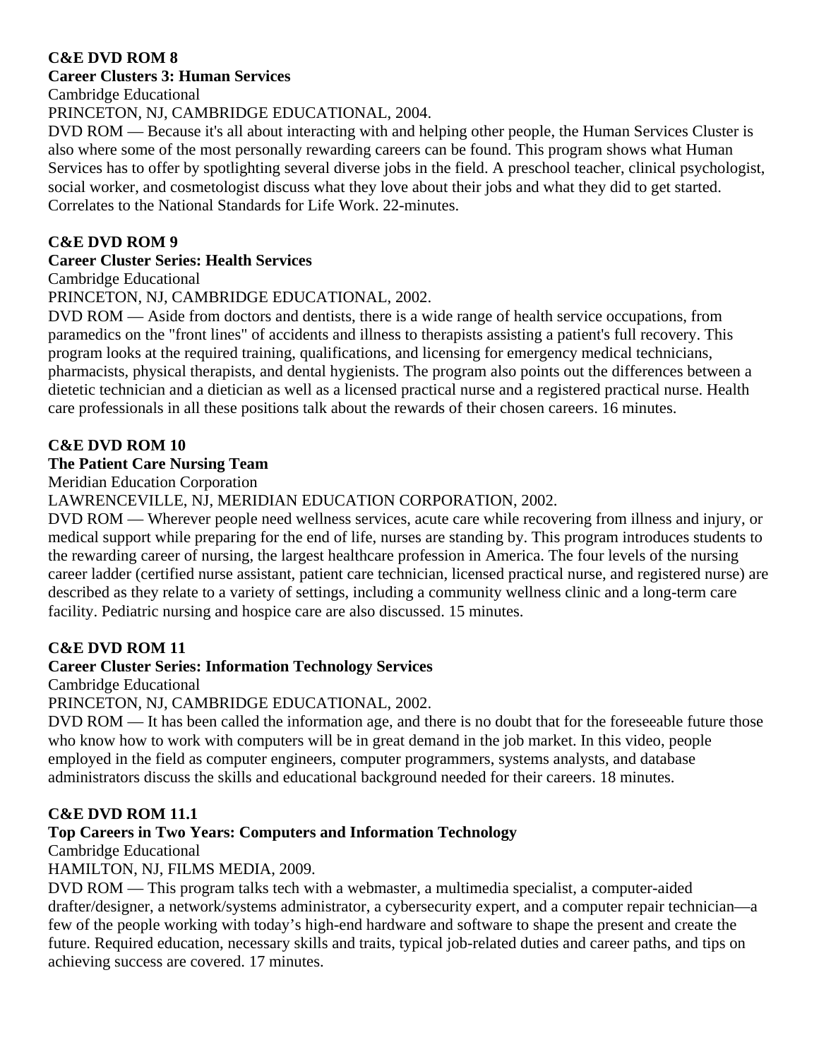**C&E DVD ROM 8**
**Career Clusters 3: Human Services**
Cambridge Educational
PRINCETON, NJ, CAMBRIDGE EDUCATIONAL, 2004.
DVD ROM — Because it's all about interacting with and helping other people, the Human Services Cluster is also where some of the most personally rewarding careers can be found. This program shows what Human Services has to offer by spotlighting several diverse jobs in the field. A preschool teacher, clinical psychologist, social worker, and cosmetologist discuss what they love about their jobs and what they did to get started. Correlates to the National Standards for Life Work. 22-minutes.

**C&E DVD ROM 9**
**Career Cluster Series: Health Services**
Cambridge Educational
PRINCETON, NJ, CAMBRIDGE EDUCATIONAL, 2002.
DVD ROM — Aside from doctors and dentists, there is a wide range of health service occupations, from paramedics on the "front lines" of accidents and illness to therapists assisting a patient's full recovery. This program looks at the required training, qualifications, and licensing for emergency medical technicians, pharmacists, physical therapists, and dental hygienists. The program also points out the differences between a dietetic technician and a dietician as well as a licensed practical nurse and a registered practical nurse. Health care professionals in all these positions talk about the rewards of their chosen careers. 16 minutes.

**C&E DVD ROM 10**
**The Patient Care Nursing Team**
Meridian Education Corporation
LAWRENCEVILLE, NJ, MERIDIAN EDUCATION CORPORATION, 2002.
DVD ROM — Wherever people need wellness services, acute care while recovering from illness and injury, or medical support while preparing for the end of life, nurses are standing by. This program introduces students to the rewarding career of nursing, the largest healthcare profession in America. The four levels of the nursing career ladder (certified nurse assistant, patient care technician, licensed practical nurse, and registered nurse) are described as they relate to a variety of settings, including a community wellness clinic and a long-term care facility. Pediatric nursing and hospice care are also discussed. 15 minutes.

**C&E DVD ROM 11**
**Career Cluster Series: Information Technology Services**
Cambridge Educational
PRINCETON, NJ, CAMBRIDGE EDUCATIONAL, 2002.
DVD ROM — It has been called the information age, and there is no doubt that for the foreseeable future those who know how to work with computers will be in great demand in the job market. In this video, people employed in the field as computer engineers, computer programmers, systems analysts, and database administrators discuss the skills and educational background needed for their careers. 18 minutes.

**C&E DVD ROM 11.1**
**Top Careers in Two Years: Computers and Information Technology**
Cambridge Educational
HAMILTON, NJ, FILMS MEDIA, 2009.
DVD ROM — This program talks tech with a webmaster, a multimedia specialist, a computer-aided drafter/designer, a network/systems administrator, a cybersecurity expert, and a computer repair technician—a few of the people working with today's high-end hardware and software to shape the present and create the future. Required education, necessary skills and traits, typical job-related duties and career paths, and tips on achieving success are covered. 17 minutes.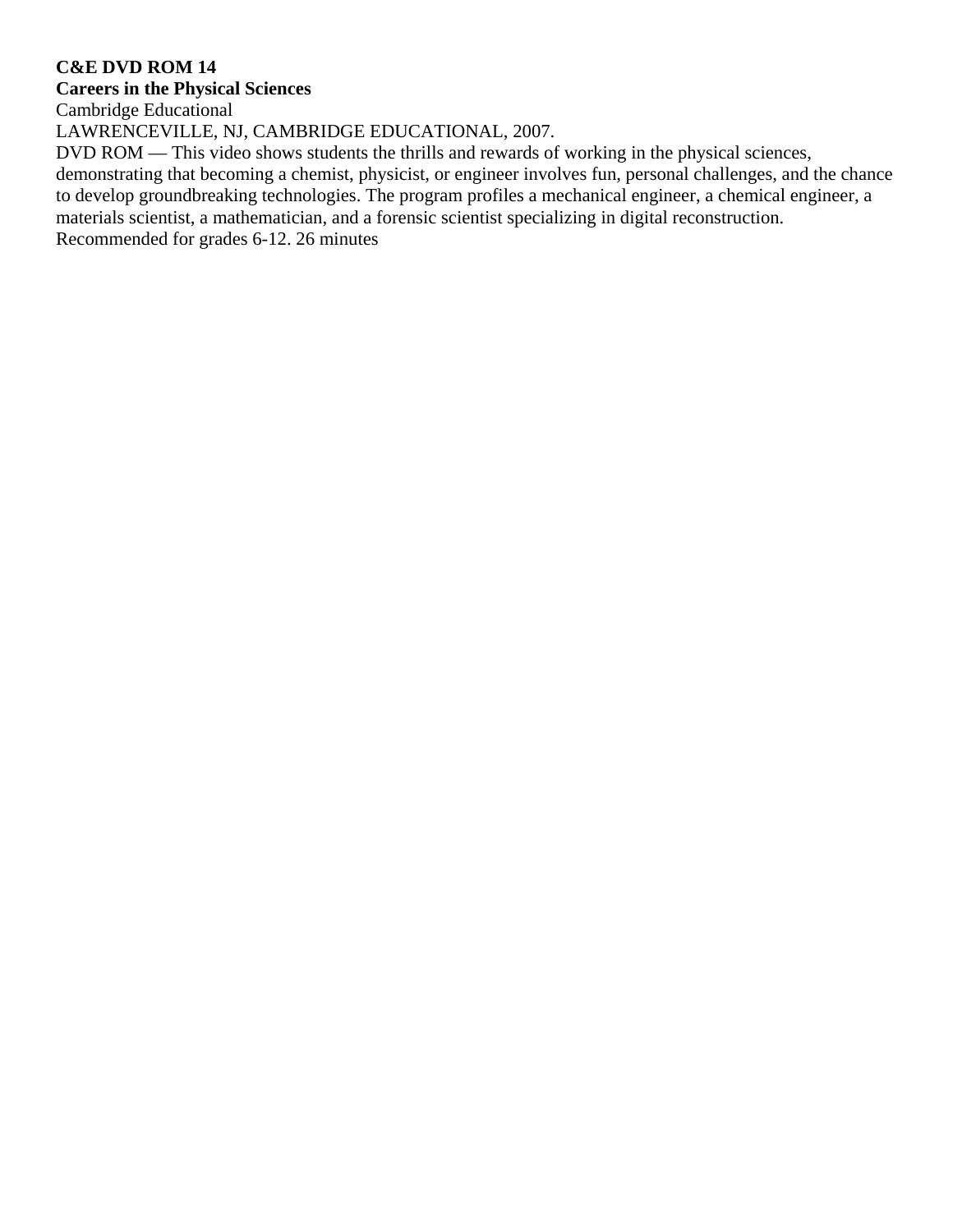**C&E DVD ROM 14**
**Careers in the Physical Sciences**
Cambridge Educational
LAWRENCEVILLE, NJ, CAMBRIDGE EDUCATIONAL, 2007.
DVD ROM — This video shows students the thrills and rewards of working in the physical sciences, demonstrating that becoming a chemist, physicist, or engineer involves fun, personal challenges, and the chance to develop groundbreaking technologies. The program profiles a mechanical engineer, a chemical engineer, a materials scientist, a mathematician, and a forensic scientist specializing in digital reconstruction. Recommended for grades 6-12. 26 minutes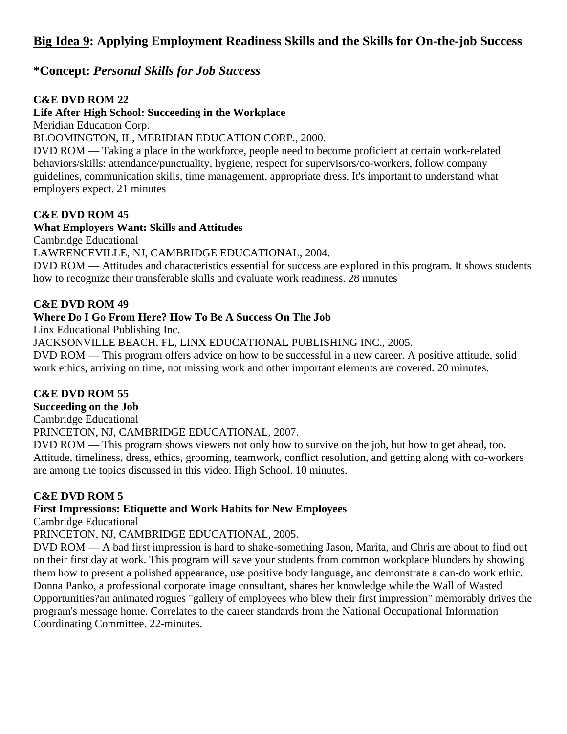## <u>Big Idea 9</u>: Applying Employment Readiness Skills and the Skills for On-the-job Success

## *Concept: *Personal Skills for Job Success*

**C&E DVD ROM 22**
**Life After High School: Succeeding in the Workplace**
Meridian Education Corp.
BLOOMINGTON, IL, MERIDIAN EDUCATION CORP., 2000.
DVD ROM — Taking a place in the workforce, people need to become proficient at certain work-related behaviors/skills: attendance/punctuality, hygiene, respect for supervisors/co-workers, follow company guidelines, communication skills, time management, appropriate dress. It's important to understand what employers expect. 21 minutes

**C&E DVD ROM 45**
**What Employers Want: Skills and Attitudes**
Cambridge Educational
LAWRENCEVILLE, NJ, CAMBRIDGE EDUCATIONAL, 2004.
DVD ROM — Attitudes and characteristics essential for success are explored in this program. It shows students how to recognize their transferable skills and evaluate work readiness. 28 minutes

**C&E DVD ROM 49**
**Where Do I Go From Here? How To Be A Success On The Job**
Linx Educational Publishing Inc.
JACKSONVILLE BEACH, FL, LINX EDUCATIONAL PUBLISHING INC., 2005.
DVD ROM — This program offers advice on how to be successful in a new career. A positive attitude, solid work ethics, arriving on time, not missing work and other important elements are covered. 20 minutes.

**C&E DVD ROM 55**
**Succeeding on the Job**
Cambridge Educational
PRINCETON, NJ, CAMBRIDGE EDUCATIONAL, 2007.
DVD ROM — This program shows viewers not only how to survive on the job, but how to get ahead, too. Attitude, timeliness, dress, ethics, grooming, teamwork, conflict resolution, and getting along with co-workers are among the topics discussed in this video. High School. 10 minutes.

**C&E DVD ROM 5**
**First Impressions: Etiquette and Work Habits for New Employees**
Cambridge Educational
PRINCETON, NJ, CAMBRIDGE EDUCATIONAL, 2005.
DVD ROM — A bad first impression is hard to shake-something Jason, Marita, and Chris are about to find out on their first day at work. This program will save your students from common workplace blunders by showing them how to present a polished appearance, use positive body language, and demonstrate a can-do work ethic. Donna Panko, a professional corporate image consultant, shares her knowledge while the Wall of Wasted Opportunities?an animated rogues "gallery of employees who blew their first impression" memorably drives the program's message home. Correlates to the career standards from the National Occupational Information Coordinating Committee. 22-minutes.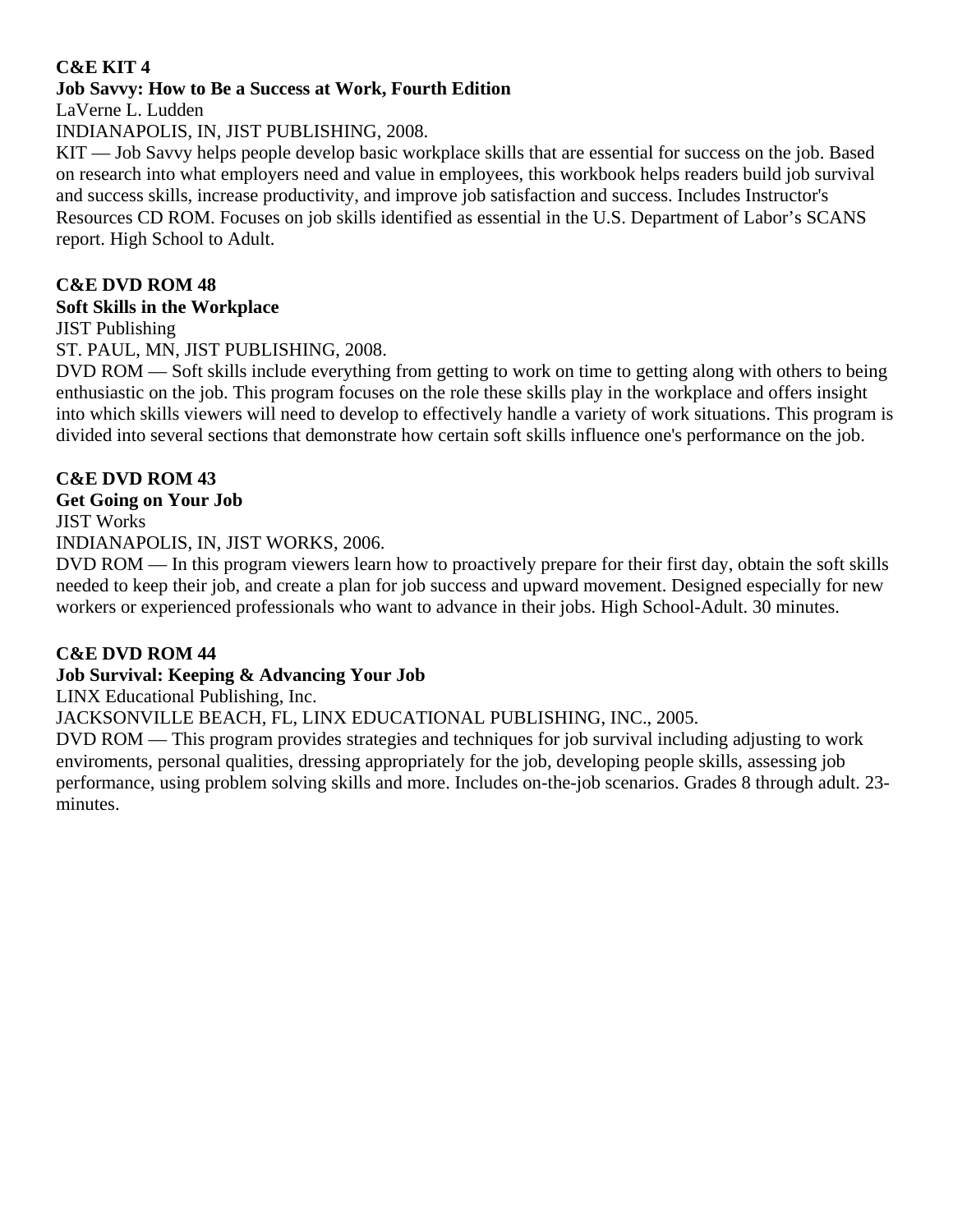**C&E KIT 4**
**Job Savvy: How to Be a Success at Work, Fourth Edition**
LaVerne L. Ludden
INDIANAPOLIS, IN, JIST PUBLISHING, 2008.
KIT — Job Savvy helps people develop basic workplace skills that are essential for success on the job. Based on research into what employers need and value in employees, this workbook helps readers build job survival and success skills, increase productivity, and improve job satisfaction and success. Includes Instructor's Resources CD ROM. Focuses on job skills identified as essential in the U.S. Department of Labor's SCANS report. High School to Adult.

**C&E DVD ROM 48**
**Soft Skills in the Workplace**
JIST Publishing
ST. PAUL, MN, JIST PUBLISHING, 2008.
DVD ROM — Soft skills include everything from getting to work on time to getting along with others to being enthusiastic on the job. This program focuses on the role these skills play in the workplace and offers insight into which skills viewers will need to develop to effectively handle a variety of work situations. This program is divided into several sections that demonstrate how certain soft skills influence one's performance on the job.

**C&E DVD ROM 43**
**Get Going on Your Job**
JIST Works
INDIANAPOLIS, IN, JIST WORKS, 2006.
DVD ROM — In this program viewers learn how to proactively prepare for their first day, obtain the soft skills needed to keep their job, and create a plan for job success and upward movement. Designed especially for new workers or experienced professionals who want to advance in their jobs. High School-Adult. 30 minutes.

**C&E DVD ROM 44**
**Job Survival: Keeping & Advancing Your Job**
LINX Educational Publishing, Inc.
JACKSONVILLE BEACH, FL, LINX EDUCATIONAL PUBLISHING, INC., 2005.
DVD ROM — This program provides strategies and techniques for job survival including adjusting to work enviroments, personal qualities, dressing appropriately for the job, developing people skills, assessing job performance, using problem solving skills and more. Includes on-the-job scenarios. Grades 8 through adult. 23-minutes.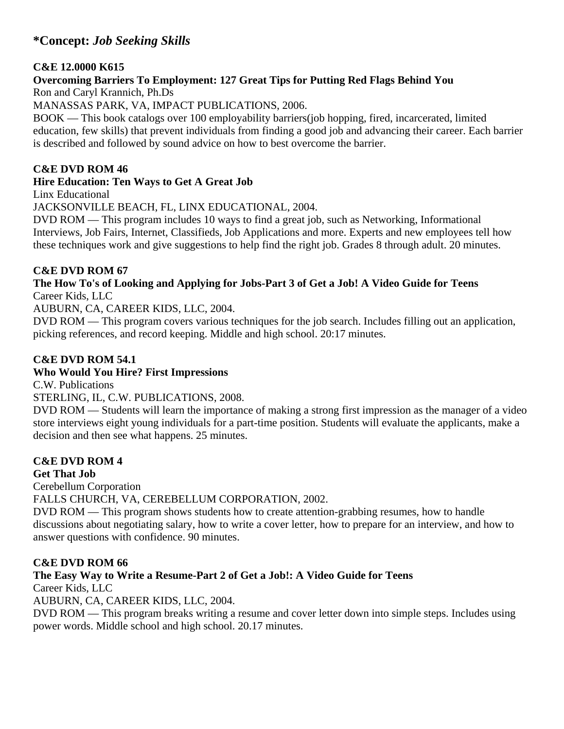## *Concept: *Job Seeking Skills*

**C&E 12.0000 K615**
**Overcoming Barriers To Employment: 127 Great Tips for Putting Red Flags Behind You**
Ron and Caryl Krannich, Ph.Ds
MANASSAS PARK, VA, IMPACT PUBLICATIONS, 2006.
BOOK — This book catalogs over 100 employability barriers(job hopping, fired, incarcerated, limited education, few skills) that prevent individuals from finding a good job and advancing their career. Each barrier is described and followed by sound advice on how to best overcome the barrier.

**C&E DVD ROM 46**
**Hire Education: Ten Ways to Get A Great Job**
Linx Educational
JACKSONVILLE BEACH, FL, LINX EDUCATIONAL, 2004.
DVD ROM — This program includes 10 ways to find a great job, such as Networking, Informational Interviews, Job Fairs, Internet, Classifieds, Job Applications and more. Experts and new employees tell how these techniques work and give suggestions to help find the right job. Grades 8 through adult. 20 minutes.

**C&E DVD ROM 67**
**The How To's of Looking and Applying for Jobs-Part 3 of Get a Job! A Video Guide for Teens**
Career Kids, LLC
AUBURN, CA, CAREER KIDS, LLC, 2004.
DVD ROM — This program covers various techniques for the job search. Includes filling out an application, picking references, and record keeping. Middle and high school. 20:17 minutes.

**C&E DVD ROM 54.1**
**Who Would You Hire? First Impressions**
C.W. Publications
STERLING, IL, C.W. PUBLICATIONS, 2008.
DVD ROM — Students will learn the importance of making a strong first impression as the manager of a video store interviews eight young individuals for a part-time position. Students will evaluate the applicants, make a decision and then see what happens. 25 minutes.

**C&E DVD ROM 4**
**Get That Job**
Cerebellum Corporation
FALLS CHURCH, VA, CEREBELLUM CORPORATION, 2002.
DVD ROM — This program shows students how to create attention-grabbing resumes, how to handle discussions about negotiating salary, how to write a cover letter, how to prepare for an interview, and how to answer questions with confidence. 90 minutes.

**C&E DVD ROM 66**
**The Easy Way to Write a Resume-Part 2 of Get a Job!: A Video Guide for Teens**
Career Kids, LLC
AUBURN, CA, CAREER KIDS, LLC, 2004.
DVD ROM — This program breaks writing a resume and cover letter down into simple steps. Includes using power words. Middle school and high school. 20.17 minutes.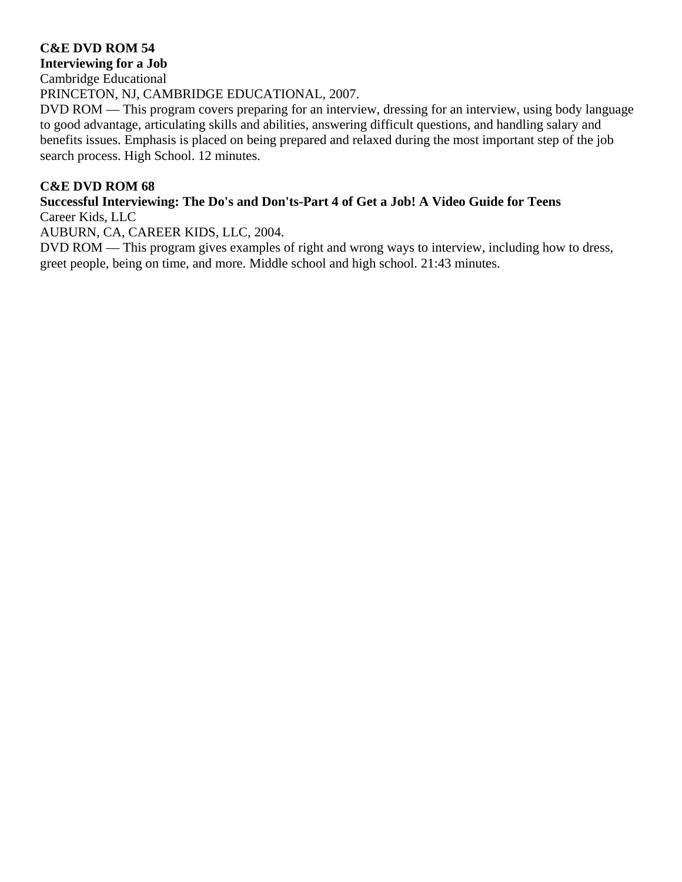**C&E DVD ROM 54**
**Interviewing for a Job**
Cambridge Educational
PRINCETON, NJ, CAMBRIDGE EDUCATIONAL, 2007.
DVD ROM — This program covers preparing for an interview, dressing for an interview, using body language to good advantage, articulating skills and abilities, answering difficult questions, and handling salary and benefits issues. Emphasis is placed on being prepared and relaxed during the most important step of the job search process. High School. 12 minutes.

**C&E DVD ROM 68**
**Successful Interviewing: The Do's and Don'ts-Part 4 of Get a Job! A Video Guide for Teens**
Career Kids, LLC
AUBURN, CA, CAREER KIDS, LLC, 2004.
DVD ROM — This program gives examples of right and wrong ways to interview, including how to dress, greet people, being on time, and more. Middle school and high school. 21:43 minutes.